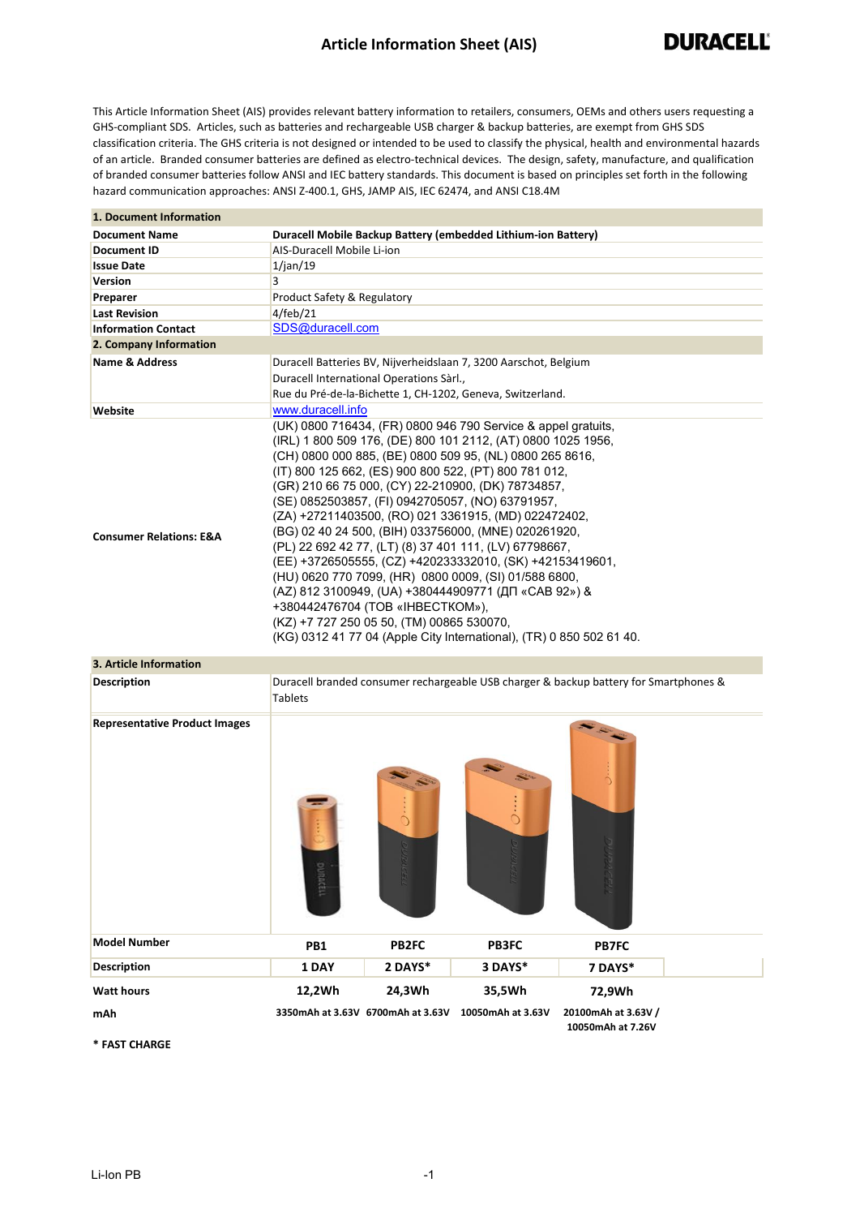# Article Information Sheet (AIS)

This Article Information Sheet (AIS) provides relevant battery information to retailers, consumers, OEMs and others users requesting a GHS-compliant SDS. Articles, such as batteries and rechargeable USB charger & backup batteries, are exempt from GHS SDS classification criteria. The GHS criteria is not designed or intended to be used to classify the physical, health and environmental hazards of an article. Branded consumer batteries are defined as electro-technical devices. The design, safety, manufacture, and qualification of branded consumer batteries follow ANSI and IEC battery standards. This document is based on principles set forth in the following hazard communication approaches: ANSI Z-400.1, GHS, JAMP AIS, IEC 62474, and ANSI C18.4M

| **1. Document Information** | |
|---|---|
| **Document Name** | **Duracell Mobile Backup Battery (embedded Lithium-ion Battery)** |
| **Document ID** | AIS-Duracell Mobile Li-ion |
| **Issue Date** | 1/jan/19 |
| **Version** | 3 |
| **Preparer** | Product Safety & Regulatory |
| **Last Revision** | 4/feb/21 |
| **Information Contact** | SDS@duracell.com |
| **2. Company Information** | |
| **Name & Address** | Duracell Batteries BV, Nijverheidslaan 7, 3200 Aarschot, Belgium<br>Duracell International Operations Sàrl.,<br>Rue du Pré-de-la-Bichette 1, CH-1202, Geneva, Switzerland. |
| **Website** | www.duracell.info |
| **Consumer Relations: E&A** | (UK) 0800 716434, (FR) 0800 946 790 Service & appel gratuits, (IRL) 1 800 509 176, (DE) 800 101 2112, (AT) 0800 1025 1956, (CH) 0800 000 885, (BE) 0800 509 95, (NL) 0800 265 8616, (IT) 800 125 662, (ES) 900 800 522, (PT) 800 781 012, (GR) 210 66 75 000, (CY) 22-210900, (DK) 78734857, (SE) 0852503857, (FI) 0942705057, (NO) 63791957, (ZA) +27211403500, (RO) 021 3361915, (MD) 022472402, (BG) 02 40 24 500, (BIH) 033756000, (MNE) 020261920, (PL) 22 692 42 77, (LT) (8) 37 401 111, (LV) 67798667, (EE) +3726505555, (CZ) +420233332010, (SK) +42153419601, (HU) 0620 770 7099, (HR) 0800 0009, (SI) 01/588 6800, (AZ) 812 3100949, (UA) +380444909771 (ДП «САВ 92») & +380442476704 (ТОВ «ІНВЕСТКОМ»), (KZ) +7 727 250 05 50, (TM) 00865 530070, (KG) 0312 41 77 04 (Apple City International), (TR) 0 850 502 61 40. |

| **3. Article Information** | | | | |
|---|---|---|---|---|
| **Description** | Duracell branded consumer rechargeable USB charger & backup battery for Smartphones & Tablets | | | |
| **Representative Product Images** | | | | |
| **Model Number** | **PB1** | **PB2FC** | **PB3FC** | **PB7FC** |
| **Description** | **1 DAY** | **2 DAYS*** | **3 DAYS*** | **7 DAYS*** |
| **Watt hours** | **12,2Wh** | **24,3Wh** | **35,5Wh** | **72,9Wh** |
| **mAh** | **3350mAh at 3.63V** | **6700mAh at 3.63V** | **10050mAh at 3.63V** | **20100mAh at 3.63V / 10050mAh at 7.26V** |

**\* FAST CHARGE**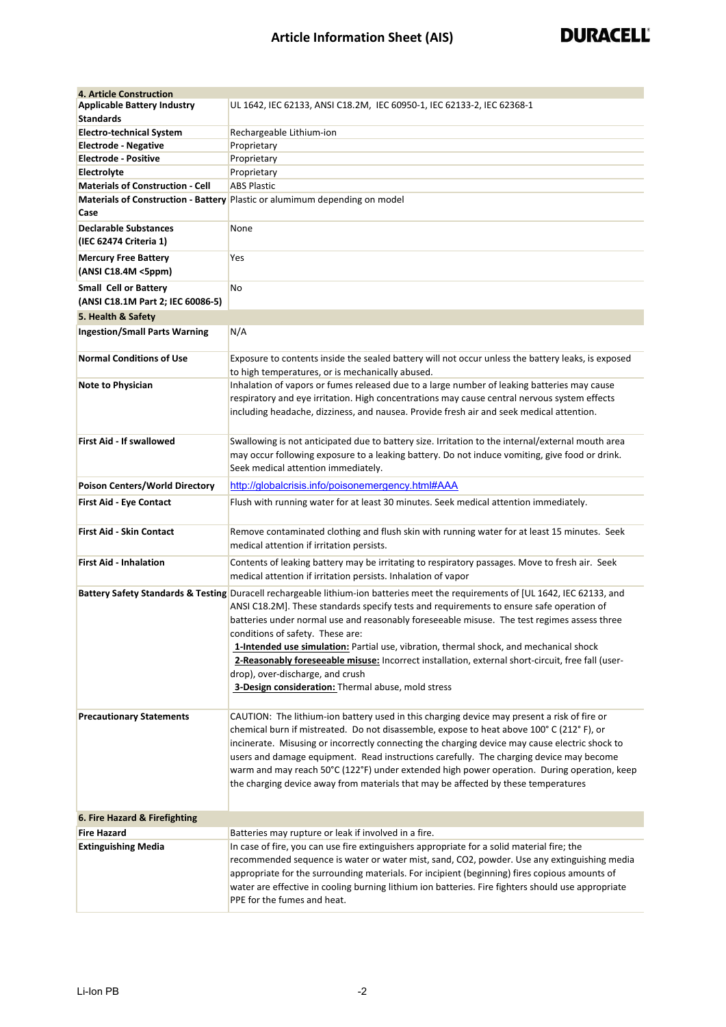| 4. Article Construction | |
|---|---|
| **Applicable Battery Industry Standards** | UL 1642, IEC 62133, ANSI C18.2M, IEC 60950-1, IEC 62133-2, IEC 62368-1 |
| **Electro-technical System** | Rechargeable Lithium-ion |
| **Electrode - Negative** | Proprietary |
| **Electrode - Positive** | Proprietary |
| **Electrolyte** | Proprietary |
| **Materials of Construction - Cell** | ABS Plastic |
| **Materials of Construction - Battery Case** | Plastic or alumimum depending on model |
| **Declarable Substances (IEC 62474 Criteria 1)** | None |
| **Mercury Free Battery (ANSI C18.4M <5ppm)** | Yes |
| **Small Cell or Battery (ANSI C18.1M Part 2; IEC 60086-5)** | No |

| 5. Health & Safety | |
|---|---|
| **Ingestion/Small Parts Warning** | N/A |
| **Normal Conditions of Use** | Exposure to contents inside the sealed battery will not occur unless the battery leaks, is exposed to high temperatures, or is mechanically abused. |
| **Note to Physician** | Inhalation of vapors or fumes released due to a large number of leaking batteries may cause respiratory and eye irritation. High concentrations may cause central nervous system effects including headache, dizziness, and nausea. Provide fresh air and seek medical attention. |
| **First Aid - If swallowed** | Swallowing is not anticipated due to battery size. Irritation to the internal/external mouth area may occur following exposure to a leaking battery. Do not induce vomiting, give food or drink. Seek medical attention immediately. |
| **Poison Centers/World Directory** | http://globalcrisis.info/poisonemergency.html#AAA |
| **First Aid - Eye Contact** | Flush with running water for at least 30 minutes. Seek medical attention immediately. |
| **First Aid - Skin Contact** | Remove contaminated clothing and flush skin with running water for at least 15 minutes. Seek medical attention if irritation persists. |
| **First Aid - Inhalation** | Contents of leaking battery may be irritating to respiratory passages. Move to fresh air. Seek medical attention if irritation persists. Inhalation of vapor |
| **Battery Safety Standards & Testing** | Duracell rechargeable lithium-ion batteries meet the requirements of [UL 1642, IEC 62133, and ANSI C18.2M]. These standards specify tests and requirements to ensure safe operation of batteries under normal use and reasonably foreseeable misuse. The test regimes assess three conditions of safety. These are:<br>**1-Intended use simulation:** Partial use, vibration, thermal shock, and mechanical shock<br>**2-Reasonably foreseeable misuse:** Incorrect installation, external short-circuit, free fall (user-drop), over-discharge, and crush<br>**3-Design consideration:** Thermal abuse, mold stress |
| **Precautionary Statements** | CAUTION: The lithium-ion battery used in this charging device may present a risk of fire or chemical burn if mistreated. Do not disassemble, expose to heat above 100° C (212° F), or incinerate. Misusing or incorrectly connecting the charging device may cause electric shock to users and damage equipment. Read instructions carefully. The charging device may become warm and may reach 50°C (122°F) under extended high power operation. During operation, keep the charging device away from materials that may be affected by these temperatures |

| 6. Fire Hazard & Firefighting | |
|---|---|
| **Fire Hazard** | Batteries may rupture or leak if involved in a fire. |
| **Extinguishing Media** | In case of fire, you can use fire extinguishers appropriate for a solid material fire; the recommended sequence is water or water mist, sand, CO2, powder. Use any extinguishing media appropriate for the surrounding materials. For incipient (beginning) fires copious amounts of water are effective in cooling burning lithium ion batteries. Fire fighters should use appropriate PPE for the fumes and heat. |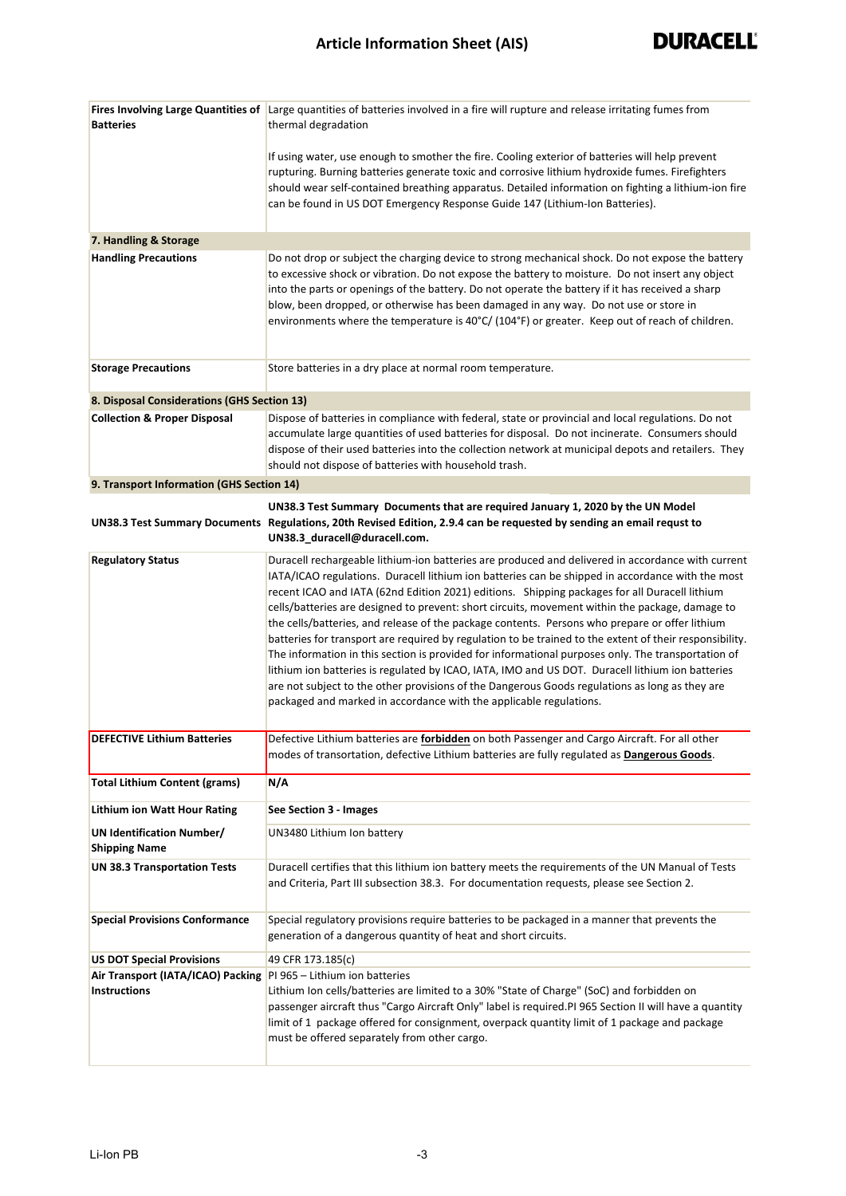| | |
|---|---|
| **Fires Involving Large Quantities of Batteries** | Large quantities of batteries involved in a fire will rupture and release irritating fumes from thermal degradation<br><br>If using water, use enough to smother the fire. Cooling exterior of batteries will help prevent rupturing. Burning batteries generate toxic and corrosive lithium hydroxide fumes. Firefighters should wear self-contained breathing apparatus. Detailed information on fighting a lithium-ion fire can be found in US DOT Emergency Response Guide 147 (Lithium-Ion Batteries). |
| **7. Handling & Storage** | |
| **Handling Precautions** | Do not drop or subject the charging device to strong mechanical shock. Do not expose the battery to excessive shock or vibration. Do not expose the battery to moisture. Do not insert any object into the parts or openings of the battery. Do not operate the battery if it has received a sharp blow, been dropped, or otherwise has been damaged in any way. Do not use or store in environments where the temperature is 40°C/ (104°F) or greater. Keep out of reach of children. |
| **Storage Precautions** | Store batteries in a dry place at normal room temperature. |
| **8. Disposal Considerations (GHS Section 13)** | |
| **Collection & Proper Disposal** | Dispose of batteries in compliance with federal, state or provincial and local regulations. Do not accumulate large quantities of used batteries for disposal. Do not incinerate. Consumers should dispose of their used batteries into the collection network at municipal depots and retailers. They should not dispose of batteries with household trash. |
| **9. Transport Information (GHS Section 14)** | |
| **UN38.3 Test Summary Documents** | **UN38.3 Test Summary Documents that are required January 1, 2020 by the UN Model Regulations, 20th Revised Edition, 2.9.4 can be requested by sending an email requst to UN38.3_duracell@duracell.com.** |
| **Regulatory Status** | Duracell rechargeable lithium-ion batteries are produced and delivered in accordance with current IATA/ICAO regulations. Duracell lithium ion batteries can be shipped in accordance with the most recent ICAO and IATA (62nd Edition 2021) editions. Shipping packages for all Duracell lithium cells/batteries are designed to prevent: short circuits, movement within the package, damage to the cells/batteries, and release of the package contents. Persons who prepare or offer lithium batteries for transport are required by regulation to be trained to the extent of their responsibility. The information in this section is provided for informational purposes only. The transportation of lithium ion batteries is regulated by ICAO, IATA, IMO and US DOT. Duracell lithium ion batteries are not subject to the other provisions of the Dangerous Goods regulations as long as they are packaged and marked in accordance with the applicable regulations. |
| **DEFECTIVE Lithium Batteries** | Defective Lithium batteries are **forbidden** on both Passenger and Cargo Aircraft. For all other modes of transortation, defective Lithium batteries are fully regulated as **Dangerous Goods**. |
| **Total Lithium Content (grams)** | **N/A** |
| **Lithium ion Watt Hour Rating** | **See Section 3 - Images** |
| **UN Identification Number/ Shipping Name** | UN3480 Lithium Ion battery |
| **UN 38.3 Transportation Tests** | Duracell certifies that this lithium ion battery meets the requirements of the UN Manual of Tests and Criteria, Part III subsection 38.3. For documentation requests, please see Section 2. |
| **Special Provisions Conformance** | Special regulatory provisions require batteries to be packaged in a manner that prevents the generation of a dangerous quantity of heat and short circuits. |
| **US DOT Special Provisions** | 49 CFR 173.185(c) |
| **Air Transport (IATA/ICAO) Packing Instructions** | PI 965 – Lithium ion batteries<br>Lithium Ion cells/batteries are limited to a 30% "State of Charge" (SoC) and forbidden on passenger aircraft thus "Cargo Aircraft Only" label is required.PI 965 Section II will have a quantity limit of 1 package offered for consignment, overpack quantity limit of 1 package and package must be offered separately from other cargo. |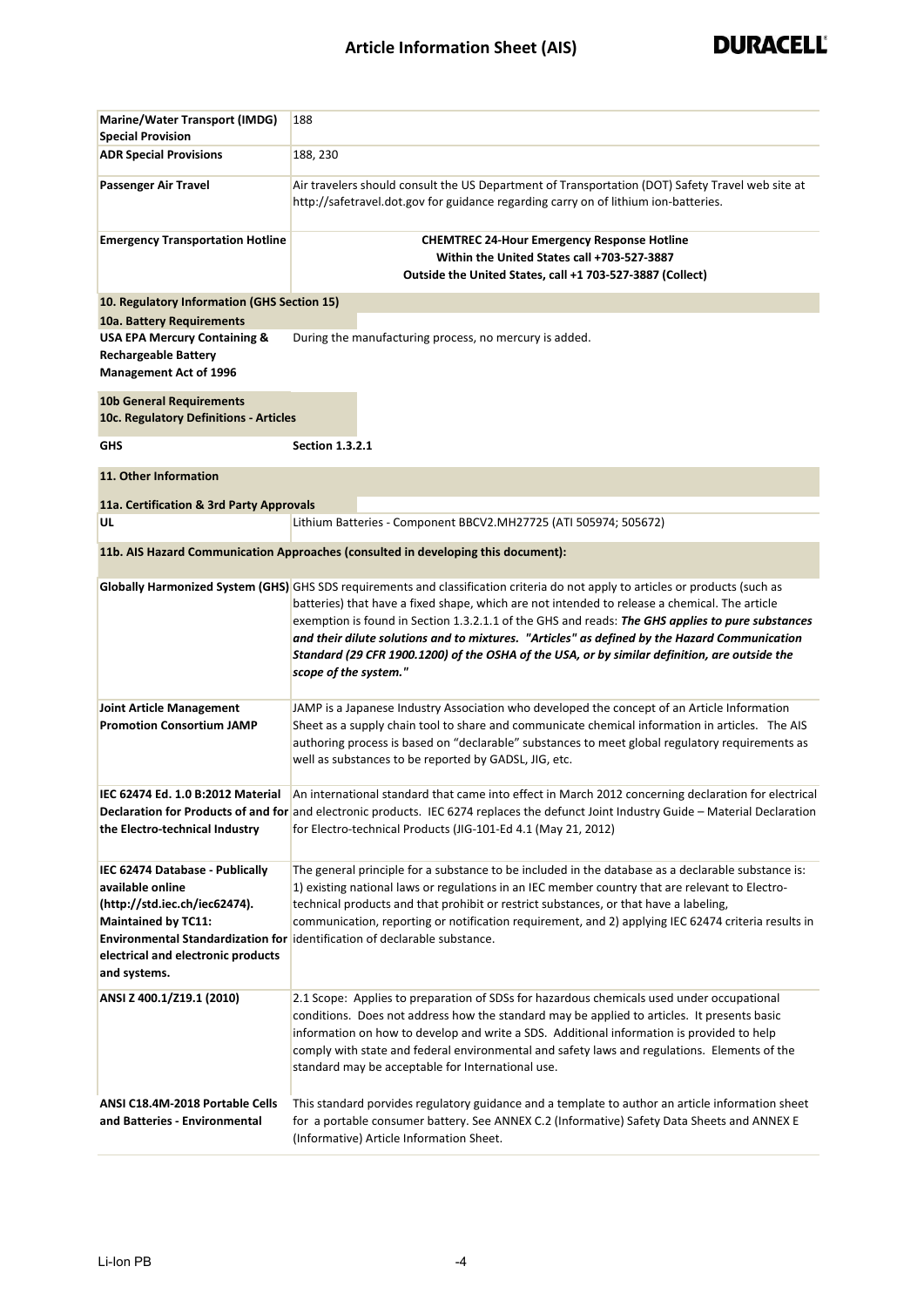| | |
|---|---|
| **Marine/Water Transport (IMDG) Special Provision** | 188 |
| **ADR Special Provisions** | 188, 230 |
| **Passenger Air Travel** | Air travelers should consult the US Department of Transportation (DOT) Safety Travel web site at http://safetravel.dot.gov for guidance regarding carry on of lithium ion-batteries. |
| **Emergency Transportation Hotline** | **CHEMTREC 24-Hour Emergency Response Hotline**<br>**Within the United States call +703-527-3887**<br>**Outside the United States, call +1 703-527-3887 (Collect)** |

## 10. Regulatory Information (GHS Section 15)

| | |
|---|---|
| **10a. Battery Requirements** | |
| **USA EPA Mercury Containing & Rechargeable Battery Management Act of 1996** | During the manufacturing process, no mercury is added. |
| **10b General Requirements** | |
| **10c. Regulatory Definitions - Articles** | |
| **GHS** | **Section 1.3.2.1** |

## 11. Other Information

| | |
|---|---|
| **11a. Certification & 3rd Party Approvals** | |
| **UL** | Lithium Batteries - Component BBCV2.MH27725 (ATI 505974; 505672) |

### 11b. AIS Hazard Communication Approaches (consulted in developing this document):

| | |
|---|---|
| **Globally Harmonized System (GHS)** | GHS SDS requirements and classification criteria do not apply to articles or products (such as batteries) that have a fixed shape, which are not intended to release a chemical. The article exemption is found in Section 1.3.2.1.1 of the GHS and reads: ***The GHS applies to pure substances and their dilute solutions and to mixtures. "Articles" as defined by the Hazard Communication Standard (29 CFR 1900.1200) of the OSHA of the USA, or by similar definition, are outside the scope of the system."*** |
| **Joint Article Management Promotion Consortium JAMP** | JAMP is a Japanese Industry Association who developed the concept of an Article Information Sheet as a supply chain tool to share and communicate chemical information in articles. The AIS authoring process is based on "declarable" substances to meet global regulatory requirements as well as substances to be reported by GADSL, JIG, etc. |
| **IEC 62474 Ed. 1.0 B:2012 Material Declaration for Products of and for the Electro-technical Industry** | An international standard that came into effect in March 2012 concerning declaration for electrical and electronic products. IEC 6274 replaces the defunct Joint Industry Guide – Material Declaration for Electro-technical Products (JIG-101-Ed 4.1 (May 21, 2012) |
| **IEC 62474 Database - Publically available online (http://std.iec.ch/iec62474). Maintained by TC11: Environmental Standardization for electrical and electronic products and systems.** | The general principle for a substance to be included in the database as a declarable substance is: 1) existing national laws or regulations in an IEC member country that are relevant to Electro-technical products and that prohibit or restrict substances, or that have a labeling, communication, reporting or notification requirement, and 2) applying IEC 62474 criteria results in identification of declarable substance. |
| **ANSI Z 400.1/Z19.1 (2010)** | 2.1 Scope: Applies to preparation of SDSs for hazardous chemicals used under occupational conditions. Does not address how the standard may be applied to articles. It presents basic information on how to develop and write a SDS. Additional information is provided to help comply with state and federal environmental and safety laws and regulations. Elements of the standard may be acceptable for International use. |
| **ANSI C18.4M-2018 Portable Cells and Batteries - Environmental** | This standard porvides regulatory guidance and a template to author an article information sheet for a portable consumer battery. See ANNEX C.2 (Informative) Safety Data Sheets and ANNEX E (Informative) Article Information Sheet. |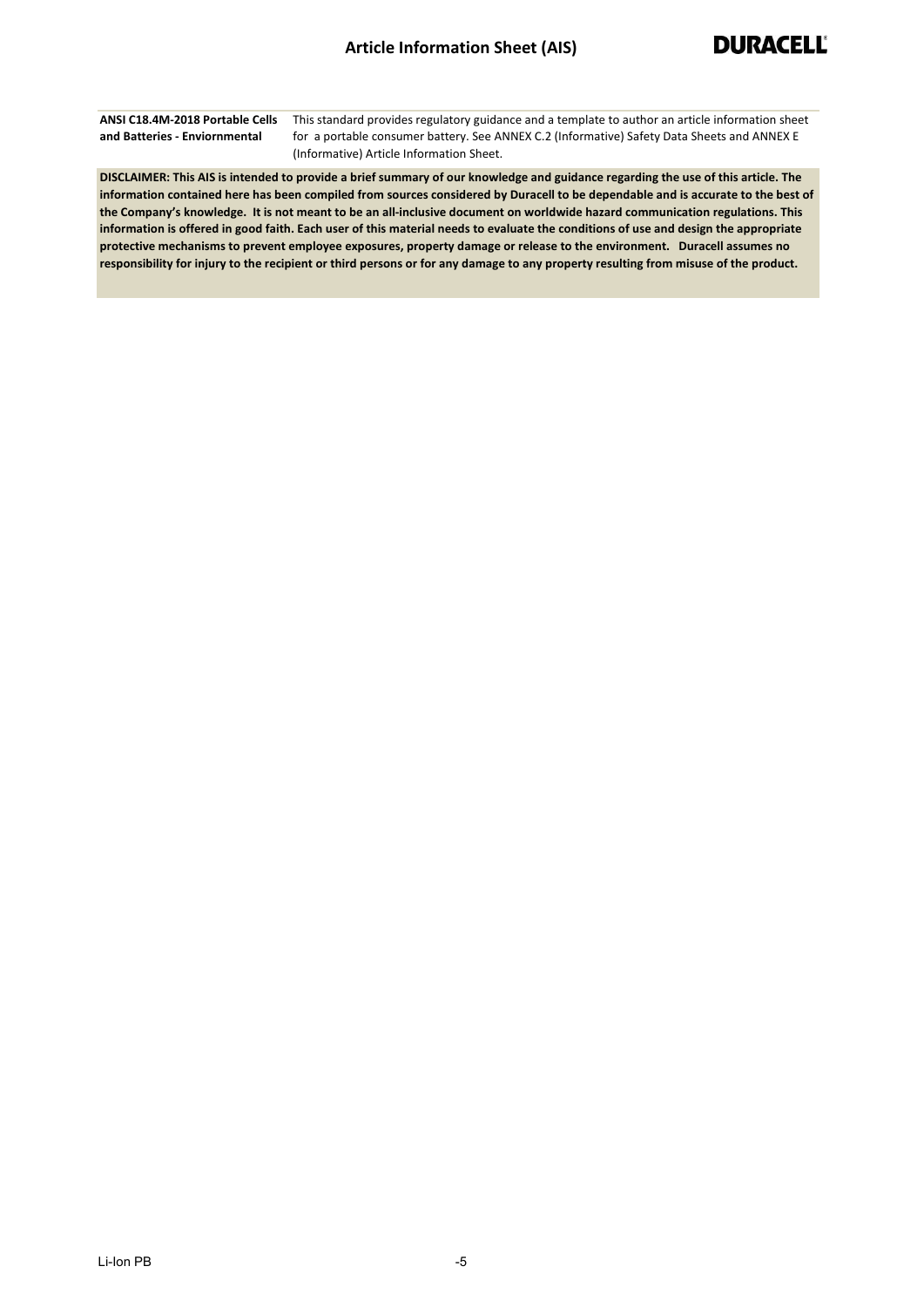| | |
|---|---|
| **ANSI C18.4M-2018 Portable Cells and Batteries - Enviornmental** | This standard provides regulatory guidance and a template to author an article information sheet for a portable consumer battery. See ANNEX C.2 (Informative) Safety Data Sheets and ANNEX E (Informative) Article Information Sheet. |

**DISCLAIMER: This AIS is intended to provide a brief summary of our knowledge and guidance regarding the use of this article. The information contained here has been compiled from sources considered by Duracell to be dependable and is accurate to the best of the Company's knowledge. It is not meant to be an all-inclusive document on worldwide hazard communication regulations. This information is offered in good faith. Each user of this material needs to evaluate the conditions of use and design the appropriate protective mechanisms to prevent employee exposures, property damage or release to the environment. Duracell assumes no responsibility for injury to the recipient or third persons or for any damage to any property resulting from misuse of the product.**